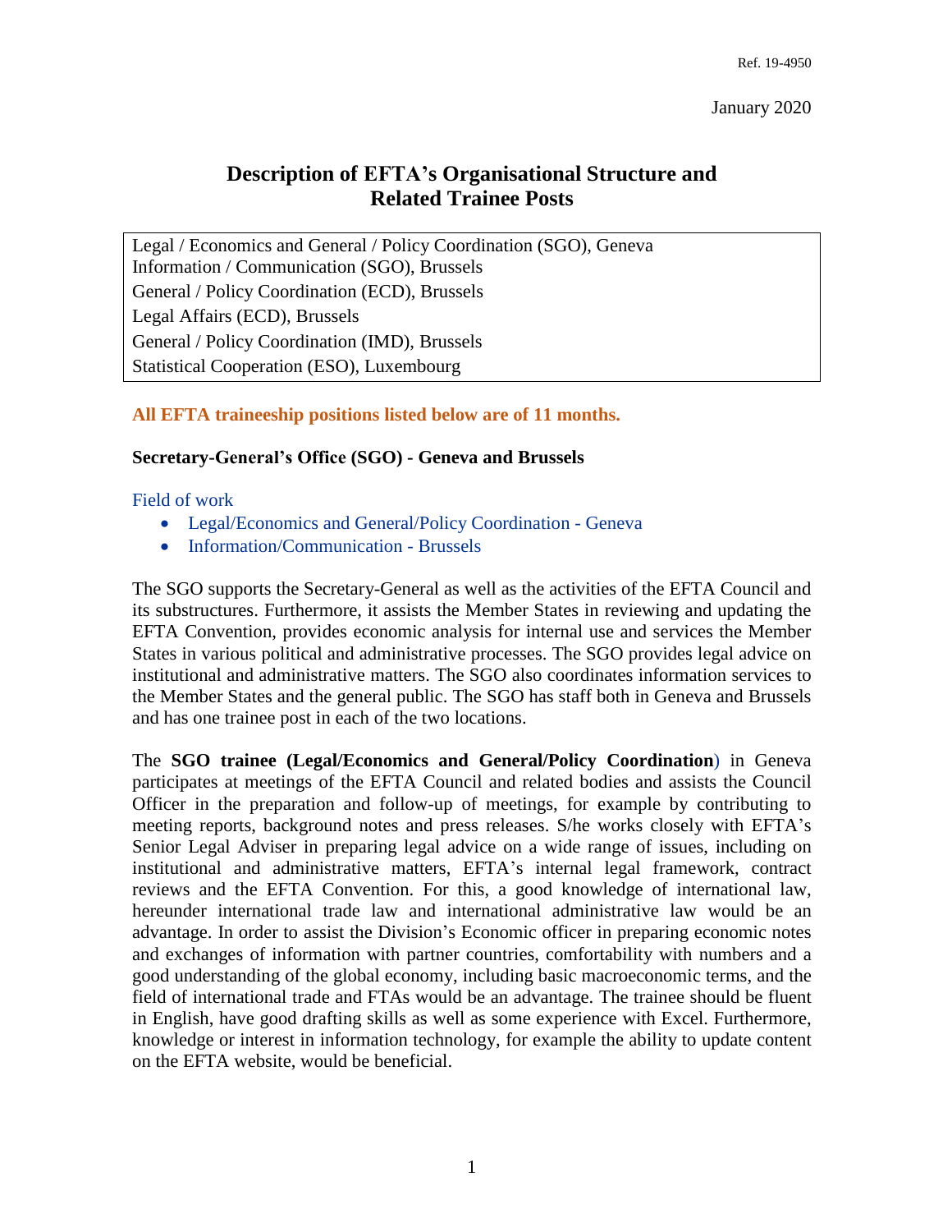Ref. 19-4950

January 2020

# Description of EFTA's Organisational Structure and Related Trainee Posts

| |
|---|
| Legal / Economics and General / Policy Coordination (SGO), Geneva |
| Information / Communication (SGO), Brussels |
| General / Policy Coordination (ECD), Brussels |
| Legal Affairs (ECD), Brussels |
| General / Policy Coordination (IMD), Brussels |
| Statistical Cooperation (ESO), Luxembourg |

**All EFTA traineeship positions listed below are of 11 months.**

## Secretary-General's Office (SGO) - Geneva and Brussels

Field of work

- Legal/Economics and General/Policy Coordination - Geneva
- Information/Communication - Brussels

The SGO supports the Secretary-General as well as the activities of the EFTA Council and its substructures. Furthermore, it assists the Member States in reviewing and updating the EFTA Convention, provides economic analysis for internal use and services the Member States in various political and administrative processes. The SGO provides legal advice on institutional and administrative matters. The SGO also coordinates information services to the Member States and the general public. The SGO has staff both in Geneva and Brussels and has one trainee post in each of the two locations.

The **SGO trainee (Legal/Economics and General/Policy Coordination**) in Geneva participates at meetings of the EFTA Council and related bodies and assists the Council Officer in the preparation and follow-up of meetings, for example by contributing to meeting reports, background notes and press releases. S/he works closely with EFTA's Senior Legal Adviser in preparing legal advice on a wide range of issues, including on institutional and administrative matters, EFTA's internal legal framework, contract reviews and the EFTA Convention. For this, a good knowledge of international law, hereunder international trade law and international administrative law would be an advantage. In order to assist the Division's Economic officer in preparing economic notes and exchanges of information with partner countries, comfortability with numbers and a good understanding of the global economy, including basic macroeconomic terms, and the field of international trade and FTAs would be an advantage. The trainee should be fluent in English, have good drafting skills as well as some experience with Excel. Furthermore, knowledge or interest in information technology, for example the ability to update content on the EFTA website, would be beneficial.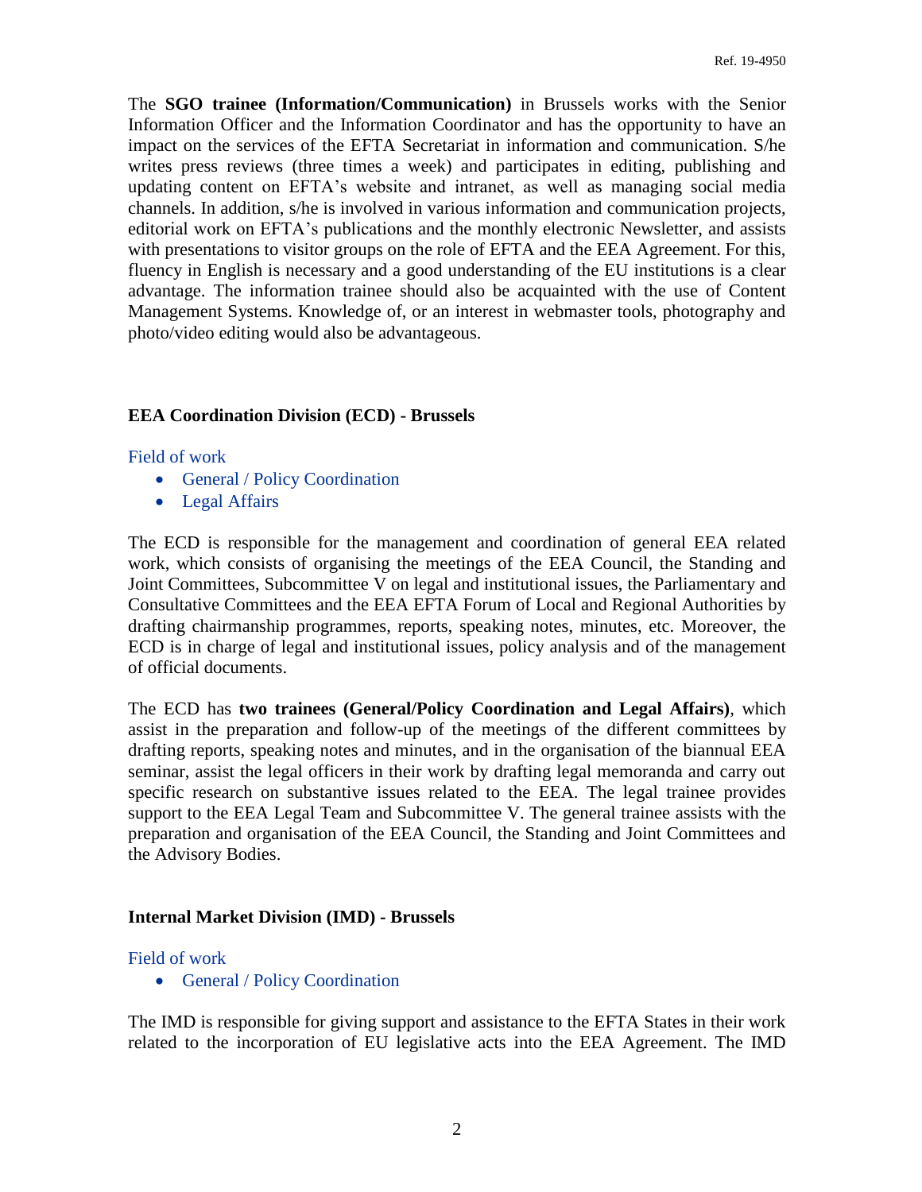The **SGO trainee (Information/Communication)** in Brussels works with the Senior Information Officer and the Information Coordinator and has the opportunity to have an impact on the services of the EFTA Secretariat in information and communication. S/he writes press reviews (three times a week) and participates in editing, publishing and updating content on EFTA's website and intranet, as well as managing social media channels. In addition, s/he is involved in various information and communication projects, editorial work on EFTA's publications and the monthly electronic Newsletter, and assists with presentations to visitor groups on the role of EFTA and the EEA Agreement. For this, fluency in English is necessary and a good understanding of the EU institutions is a clear advantage. The information trainee should also be acquainted with the use of Content Management Systems. Knowledge of, or an interest in webmaster tools, photography and photo/video editing would also be advantageous.

### EEA Coordination Division (ECD) - Brussels

Field of work

- General / Policy Coordination
- Legal Affairs

The ECD is responsible for the management and coordination of general EEA related work, which consists of organising the meetings of the EEA Council, the Standing and Joint Committees, Subcommittee V on legal and institutional issues, the Parliamentary and Consultative Committees and the EEA EFTA Forum of Local and Regional Authorities by drafting chairmanship programmes, reports, speaking notes, minutes, etc. Moreover, the ECD is in charge of legal and institutional issues, policy analysis and of the management of official documents.

The ECD has **two trainees (General/Policy Coordination and Legal Affairs)**, which assist in the preparation and follow-up of the meetings of the different committees by drafting reports, speaking notes and minutes, and in the organisation of the biannual EEA seminar, assist the legal officers in their work by drafting legal memoranda and carry out specific research on substantive issues related to the EEA. The legal trainee provides support to the EEA Legal Team and Subcommittee V. The general trainee assists with the preparation and organisation of the EEA Council, the Standing and Joint Committees and the Advisory Bodies.

### Internal Market Division (IMD) - Brussels

Field of work

- General / Policy Coordination

The IMD is responsible for giving support and assistance to the EFTA States in their work related to the incorporation of EU legislative acts into the EEA Agreement. The IMD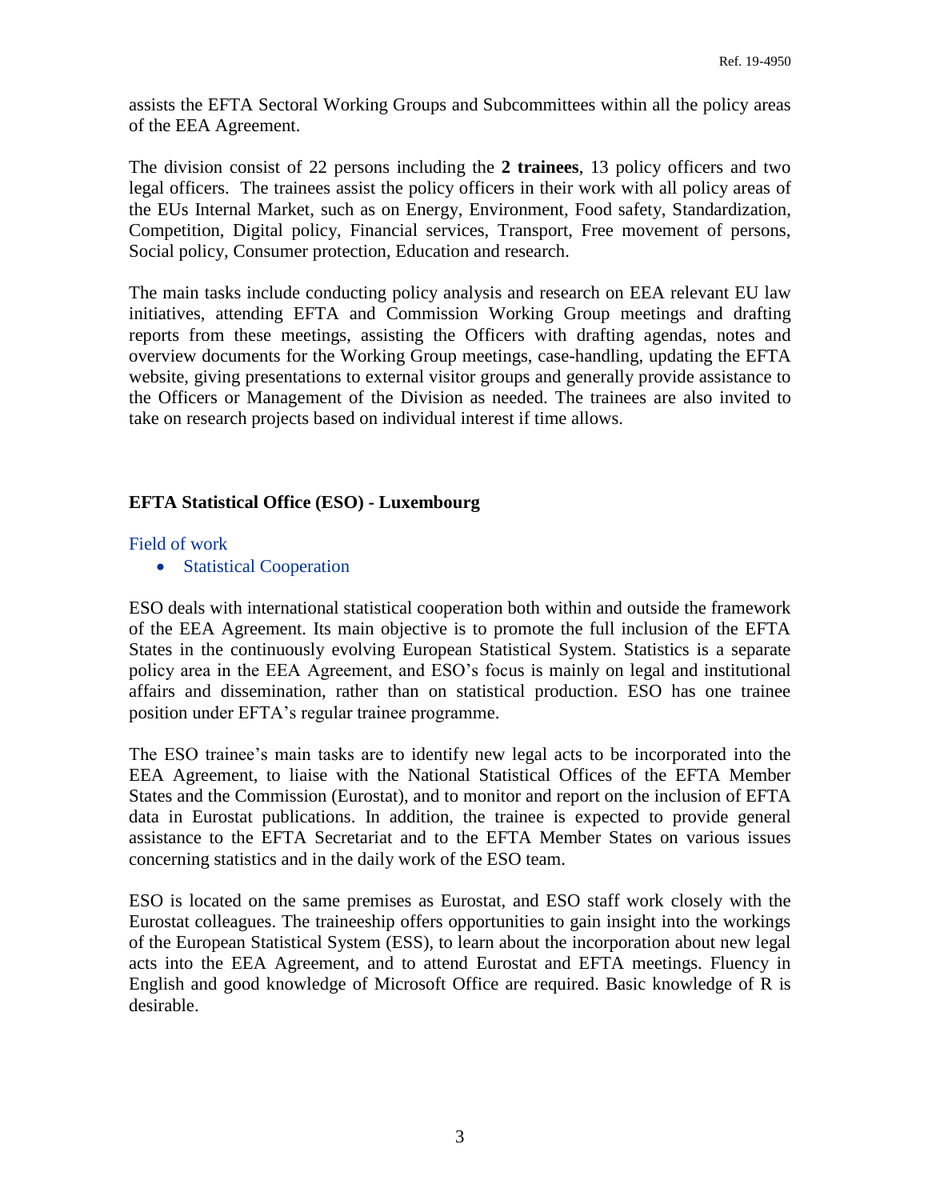assists the EFTA Sectoral Working Groups and Subcommittees within all the policy areas of the EEA Agreement.

The division consist of 22 persons including the **2 trainees**, 13 policy officers and two legal officers. The trainees assist the policy officers in their work with all policy areas of the EUs Internal Market, such as on Energy, Environment, Food safety, Standardization, Competition, Digital policy, Financial services, Transport, Free movement of persons, Social policy, Consumer protection, Education and research.

The main tasks include conducting policy analysis and research on EEA relevant EU law initiatives, attending EFTA and Commission Working Group meetings and drafting reports from these meetings, assisting the Officers with drafting agendas, notes and overview documents for the Working Group meetings, case-handling, updating the EFTA website, giving presentations to external visitor groups and generally provide assistance to the Officers or Management of the Division as needed. The trainees are also invited to take on research projects based on individual interest if time allows.

### EFTA Statistical Office (ESO) - Luxembourg

Field of work

- Statistical Cooperation

ESO deals with international statistical cooperation both within and outside the framework of the EEA Agreement. Its main objective is to promote the full inclusion of the EFTA States in the continuously evolving European Statistical System. Statistics is a separate policy area in the EEA Agreement, and ESO's focus is mainly on legal and institutional affairs and dissemination, rather than on statistical production. ESO has one trainee position under EFTA's regular trainee programme.

The ESO trainee's main tasks are to identify new legal acts to be incorporated into the EEA Agreement, to liaise with the National Statistical Offices of the EFTA Member States and the Commission (Eurostat), and to monitor and report on the inclusion of EFTA data in Eurostat publications. In addition, the trainee is expected to provide general assistance to the EFTA Secretariat and to the EFTA Member States on various issues concerning statistics and in the daily work of the ESO team.

ESO is located on the same premises as Eurostat, and ESO staff work closely with the Eurostat colleagues. The traineeship offers opportunities to gain insight into the workings of the European Statistical System (ESS), to learn about the incorporation about new legal acts into the EEA Agreement, and to attend Eurostat and EFTA meetings. Fluency in English and good knowledge of Microsoft Office are required. Basic knowledge of R is desirable.